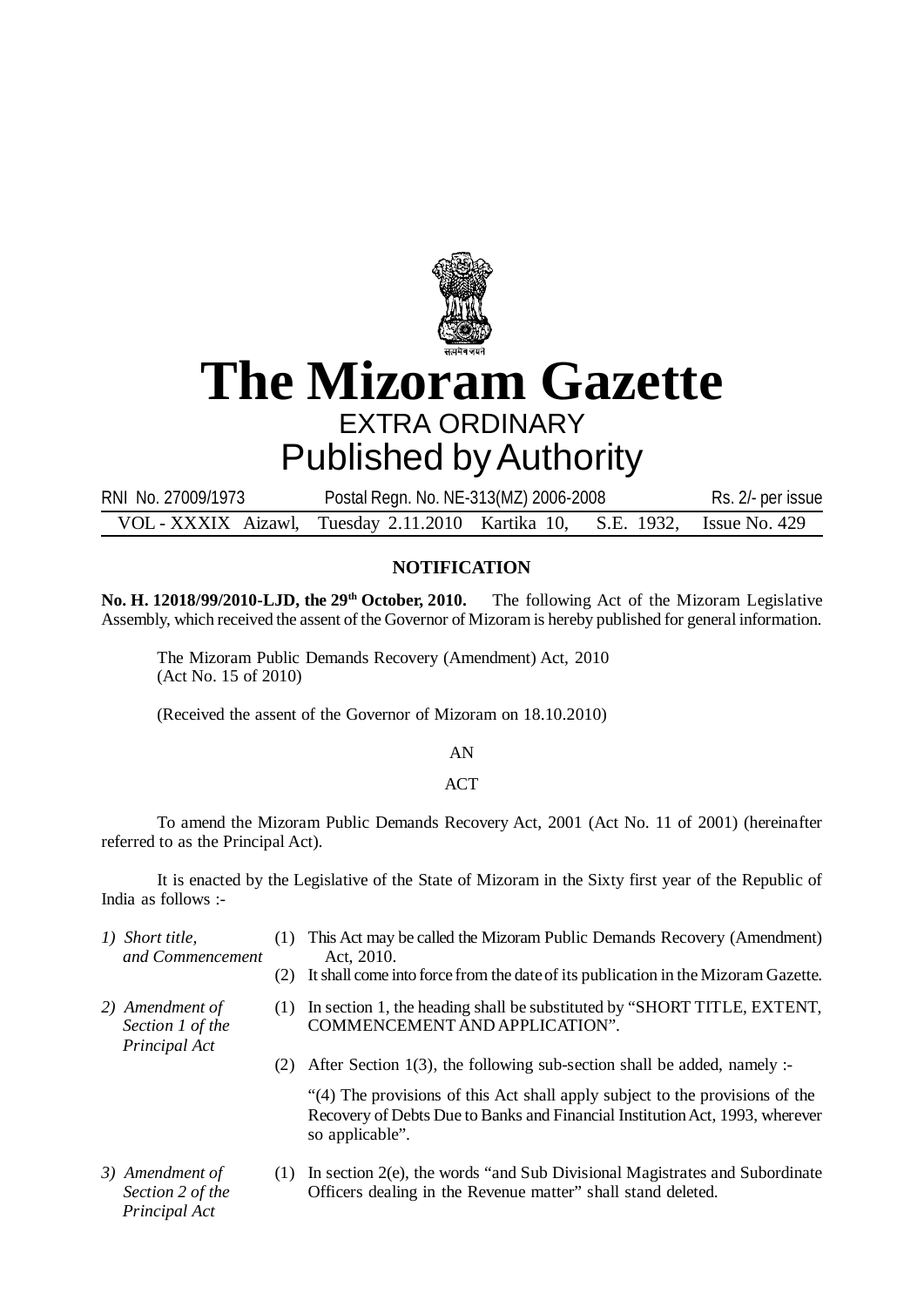# The Mizoram Gazette

EXTRA ORDINARY

Published by Authority

RNI No. 27009/1973 Postal Regn. No. NE-313(MZ) 2006-2008 Rs. 2/- per issue

VOL - XXXIX Aizawl, Tuesday 2.11.2010 Kartika 10, S.E. 1932, Issue No. 429

## NOTIFICATION

**No. H. 12018/99/2010-LJD, the 29th October, 2010.** The following Act of the Mizoram Legislative Assembly, which received the assent of the Governor of Mizoram is hereby published for general information.

The Mizoram Public Demands Recovery (Amendment) Act, 2010
(Act No. 15 of 2010)

(Received the assent of the Governor of Mizoram on 18.10.2010)

AN

ACT

To amend the Mizoram Public Demands Recovery Act, 2001 (Act No. 11 of 2001) (hereinafter referred to as the Principal Act).

It is enacted by the Legislative of the State of Mizoram in the Sixty first year of the Republic of India as follows :-

*1) Short title, and Commencement*

(1) This Act may be called the Mizoram Public Demands Recovery (Amendment) Act, 2010.

(2) It shall come into force from the date of its publication in the Mizoram Gazette.

*2) Amendment of Section 1 of the Principal Act*

(1) In section 1, the heading shall be substituted by "SHORT TITLE, EXTENT, COMMENCEMENT AND APPLICATION".

(2) After Section 1(3), the following sub-section shall be added, namely :-

"(4) The provisions of this Act shall apply subject to the provisions of the Recovery of Debts Due to Banks and Financial Institution Act, 1993, wherever so applicable".

*3) Amendment of Section 2 of the Principal Act*

(1) In section 2(e), the words "and Sub Divisional Magistrates and Subordinate Officers dealing in the Revenue matter" shall stand deleted.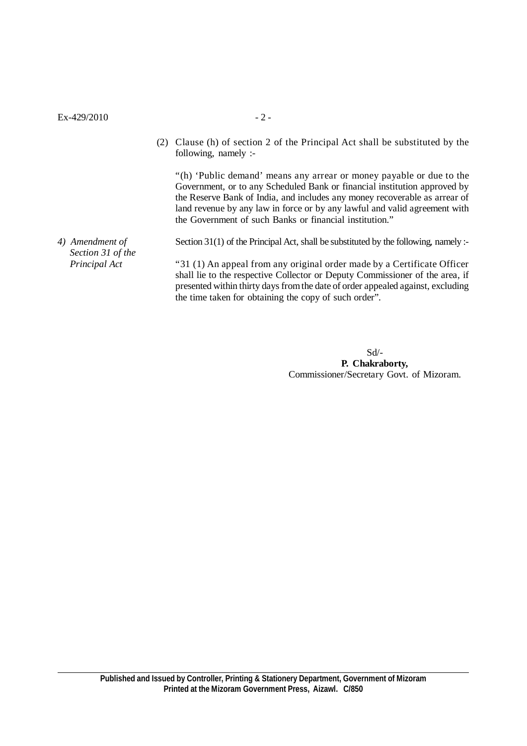(2) Clause (h) of section 2 of the Principal Act shall be substituted by the following, namely :-

"(h) 'Public demand' means any arrear or money payable or due to the Government, or to any Scheduled Bank or financial institution approved by the Reserve Bank of India, and includes any money recoverable as arrear of land revenue by any law in force or by any lawful and valid agreement with the Government of such Banks or financial institution."

*4) Amendment of Section 31 of the Principal Act*

Section 31(1) of the Principal Act, shall be substituted by the following, namely :-

"31 (1) An appeal from any original order made by a Certificate Officer shall lie to the respective Collector or Deputy Commissioner of the area, if presented within thirty days from the date of order appealed against, excluding the time taken for obtaining the copy of such order".

Sd/-
**P. Chakraborty,**
Commissioner/Secretary Govt. of Mizoram.

**Published and Issued by Controller, Printing & Stationery Department, Government of Mizoram**
**Printed at the Mizoram Government Press, Aizawl. C/850**